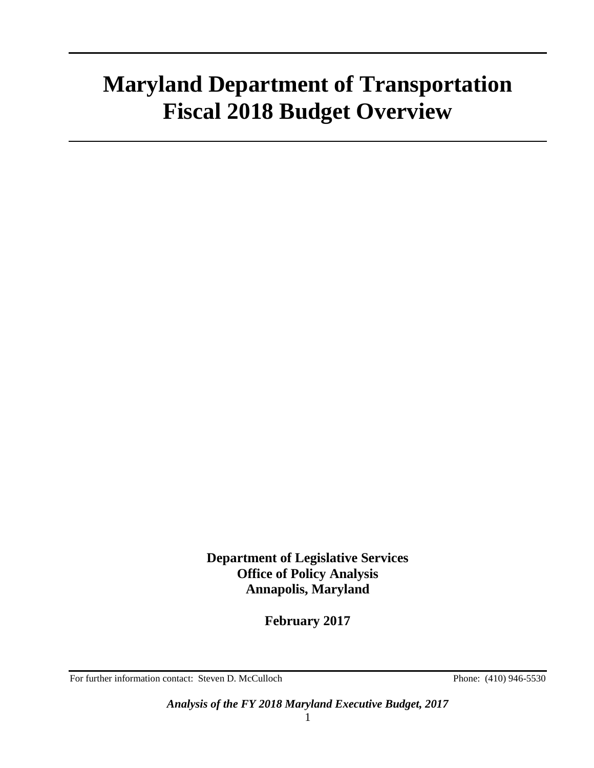# Maryland Department of Transportation Fiscal 2018 Budget Overview

**Department of Legislative Services**
**Office of Policy Analysis**
**Annapolis, Maryland**

**February 2017**

For further information contact: Steven D. McCulloch Phone: (410) 946-5530

***Analysis of the FY 2018 Maryland Executive Budget, 2017***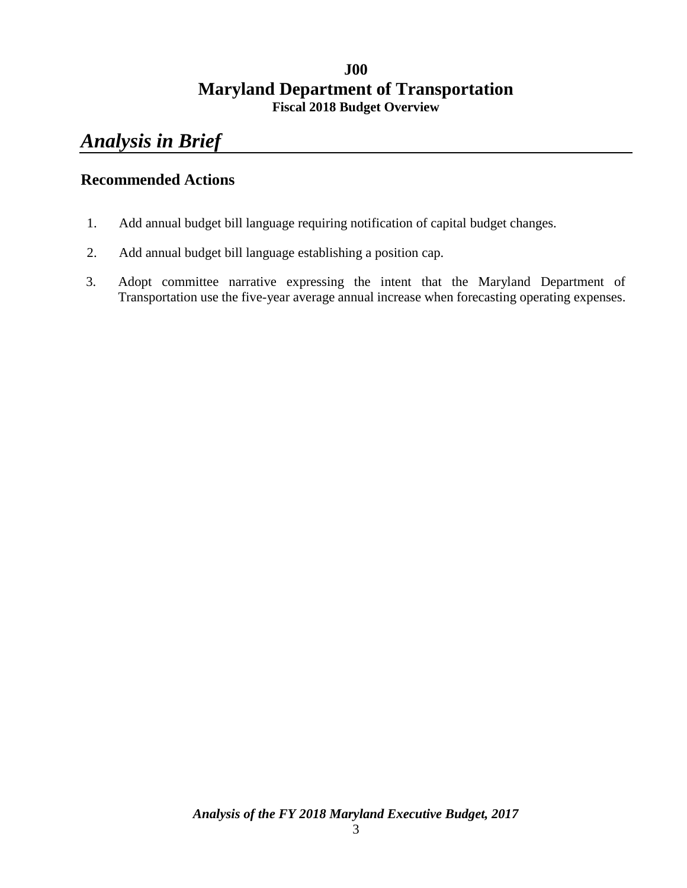# J00
# Maryland Department of Transportation
### Fiscal 2018 Budget Overview

## *Analysis in Brief*

### Recommended Actions

1. Add annual budget bill language requiring notification of capital budget changes.

2. Add annual budget bill language establishing a position cap.

3. Adopt committee narrative expressing the intent that the Maryland Department of Transportation use the five-year average annual increase when forecasting operating expenses.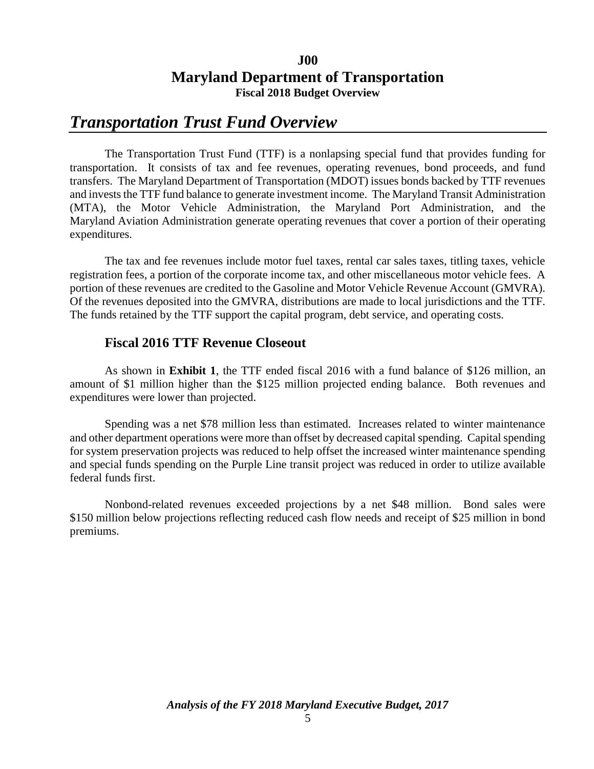# J00
# Maryland Department of Transportation
**Fiscal 2018 Budget Overview**

## *Transportation Trust Fund Overview*

The Transportation Trust Fund (TTF) is a nonlapsing special fund that provides funding for transportation. It consists of tax and fee revenues, operating revenues, bond proceeds, and fund transfers. The Maryland Department of Transportation (MDOT) issues bonds backed by TTF revenues and invests the TTF fund balance to generate investment income. The Maryland Transit Administration (MTA), the Motor Vehicle Administration, the Maryland Port Administration, and the Maryland Aviation Administration generate operating revenues that cover a portion of their operating expenditures.

The tax and fee revenues include motor fuel taxes, rental car sales taxes, titling taxes, vehicle registration fees, a portion of the corporate income tax, and other miscellaneous motor vehicle fees. A portion of these revenues are credited to the Gasoline and Motor Vehicle Revenue Account (GMVRA). Of the revenues deposited into the GMVRA, distributions are made to local jurisdictions and the TTF. The funds retained by the TTF support the capital program, debt service, and operating costs.

### Fiscal 2016 TTF Revenue Closeout

As shown in **Exhibit 1**, the TTF ended fiscal 2016 with a fund balance of $126 million, an amount of $1 million higher than the $125 million projected ending balance. Both revenues and expenditures were lower than projected.

Spending was a net $78 million less than estimated. Increases related to winter maintenance and other department operations were more than offset by decreased capital spending. Capital spending for system preservation projects was reduced to help offset the increased winter maintenance spending and special funds spending on the Purple Line transit project was reduced in order to utilize available federal funds first.

Nonbond-related revenues exceeded projections by a net $48 million. Bond sales were $150 million below projections reflecting reduced cash flow needs and receipt of $25 million in bond premiums.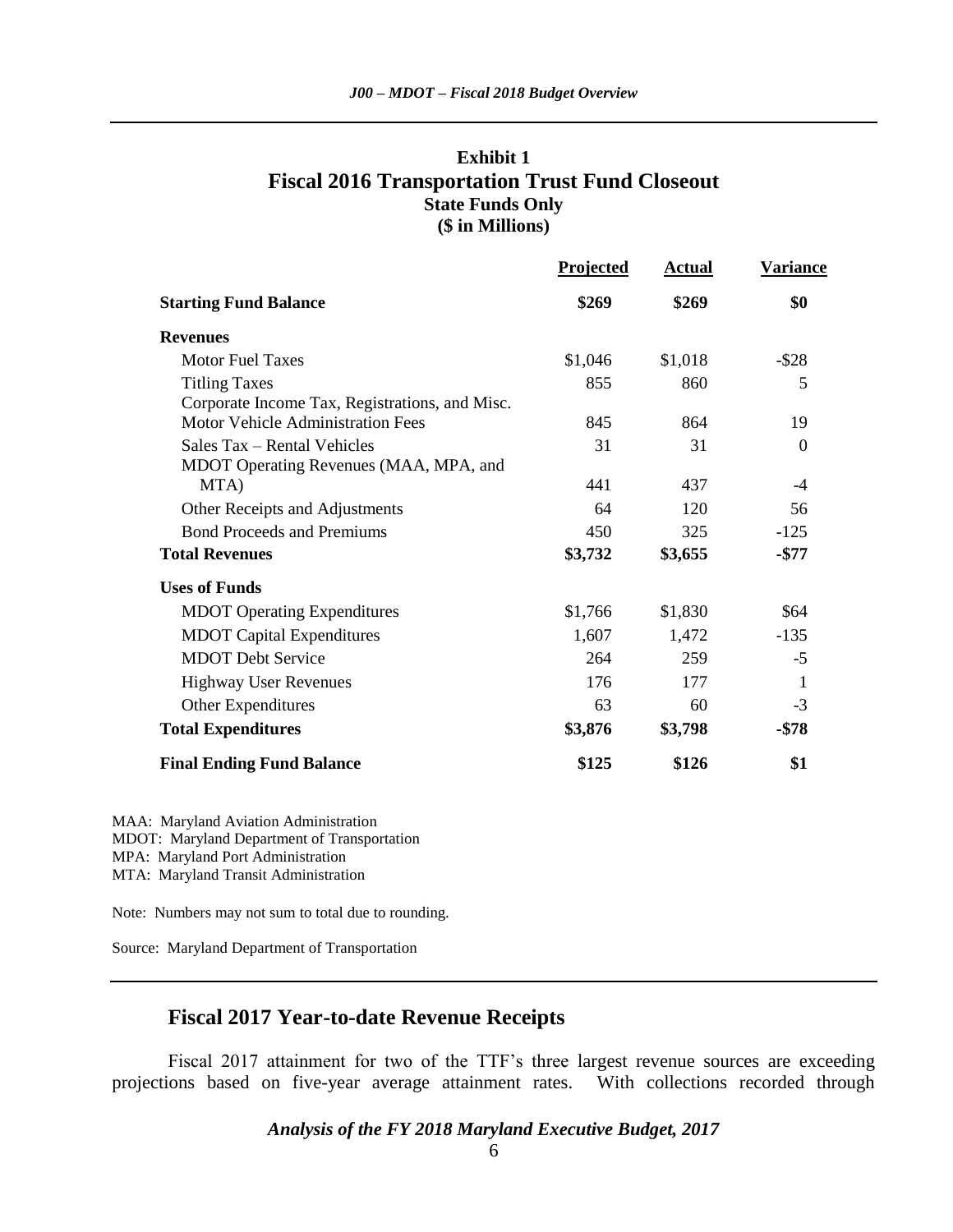**Exhibit 1**
**Fiscal 2016 Transportation Trust Fund Closeout**
**State Funds Only**
**($ in Millions)**

| | Projected | Actual | Variance |
|---|---|---|---|
| **Starting Fund Balance** | **$269** | **$269** | **$0** |
| **Revenues** | | | |
| Motor Fuel Taxes | $1,046 | $1,018 | -$28 |
| Titling Taxes | 855 | 860 | 5 |
| Corporate Income Tax, Registrations, and Misc. Motor Vehicle Administration Fees | 845 | 864 | 19 |
| Sales Tax – Rental Vehicles | 31 | 31 | 0 |
| MDOT Operating Revenues (MAA, MPA, and MTA) | 441 | 437 | -4 |
| Other Receipts and Adjustments | 64 | 120 | 56 |
| Bond Proceeds and Premiums | 450 | 325 | -125 |
| **Total Revenues** | **$3,732** | **$3,655** | **-$77** |
| **Uses of Funds** | | | |
| MDOT Operating Expenditures | $1,766 | $1,830 | $64 |
| MDOT Capital Expenditures | 1,607 | 1,472 | -135 |
| MDOT Debt Service | 264 | 259 | -5 |
| Highway User Revenues | 176 | 177 | 1 |
| Other Expenditures | 63 | 60 | -3 |
| **Total Expenditures** | **$3,876** | **$3,798** | **-$78** |
| **Final Ending Fund Balance** | **$125** | **$126** | **$1** |

MAA: Maryland Aviation Administration
MDOT: Maryland Department of Transportation
MPA: Maryland Port Administration
MTA: Maryland Transit Administration

Note: Numbers may not sum to total due to rounding.

Source: Maryland Department of Transportation

## Fiscal 2017 Year-to-date Revenue Receipts

Fiscal 2017 attainment for two of the TTF's three largest revenue sources are exceeding projections based on five-year average attainment rates. With collections recorded through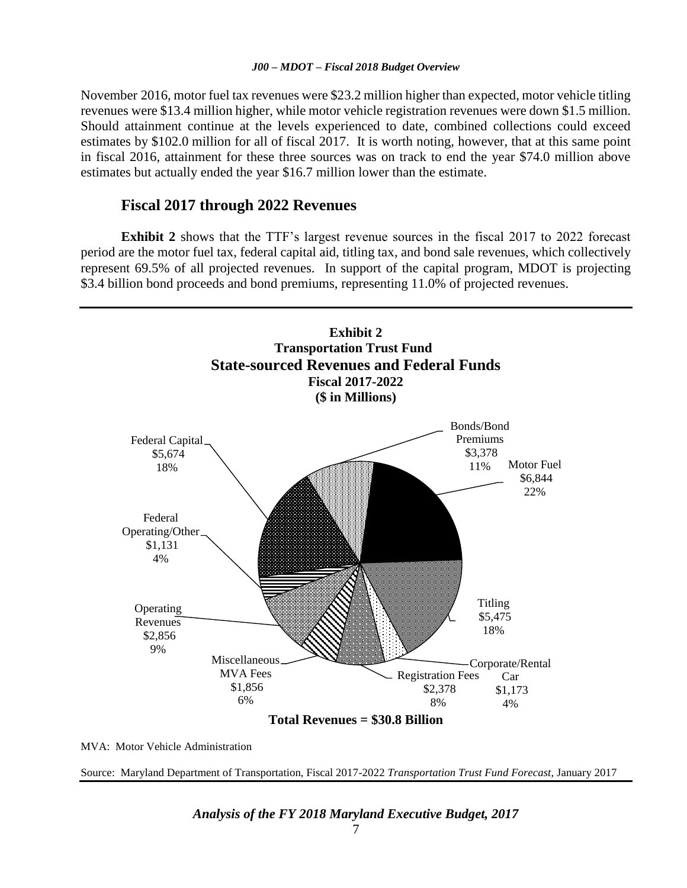November 2016, motor fuel tax revenues were $23.2 million higher than expected, motor vehicle titling revenues were $13.4 million higher, while motor vehicle registration revenues were down $1.5 million. Should attainment continue at the levels experienced to date, combined collections could exceed estimates by $102.0 million for all of fiscal 2017. It is worth noting, however, that at this same point in fiscal 2016, attainment for these three sources was on track to end the year $74.0 million above estimates but actually ended the year $16.7 million lower than the estimate.

## Fiscal 2017 through 2022 Revenues

**Exhibit 2** shows that the TTF's largest revenue sources in the fiscal 2017 to 2022 forecast period are the motor fuel tax, federal capital aid, titling tax, and bond sale revenues, which collectively represent 69.5% of all projected revenues. In support of the capital program, MDOT is projecting $3.4 billion bond proceeds and bond premiums, representing 11.0% of projected revenues.

**Exhibit 2**
**Transportation Trust Fund**
**State-sourced Revenues and Federal Funds**
**Fiscal 2017-2022**
**($ in Millions)**

| Source | Amount | Share |
| --- | --- | --- |
| Motor Fuel | $6,844 | 22% |
| Titling | $5,475 | 18% |
| Corporate/Rental Car | $1,173 | 4% |
| Registration Fees | $2,378 | 8% |
| Miscellaneous MVA Fees | $1,856 | 6% |
| Operating Revenues | $2,856 | 9% |
| Federal Operating/Other | $1,131 | 4% |
| Federal Capital | $5,674 | 18% |
| Bonds/Bond Premiums | $3,378 | 11% |

**Total Revenues = $30.8 Billion**

MVA: Motor Vehicle Administration

Source: Maryland Department of Transportation, Fiscal 2017-2022 *Transportation Trust Fund Forecast,* January 2017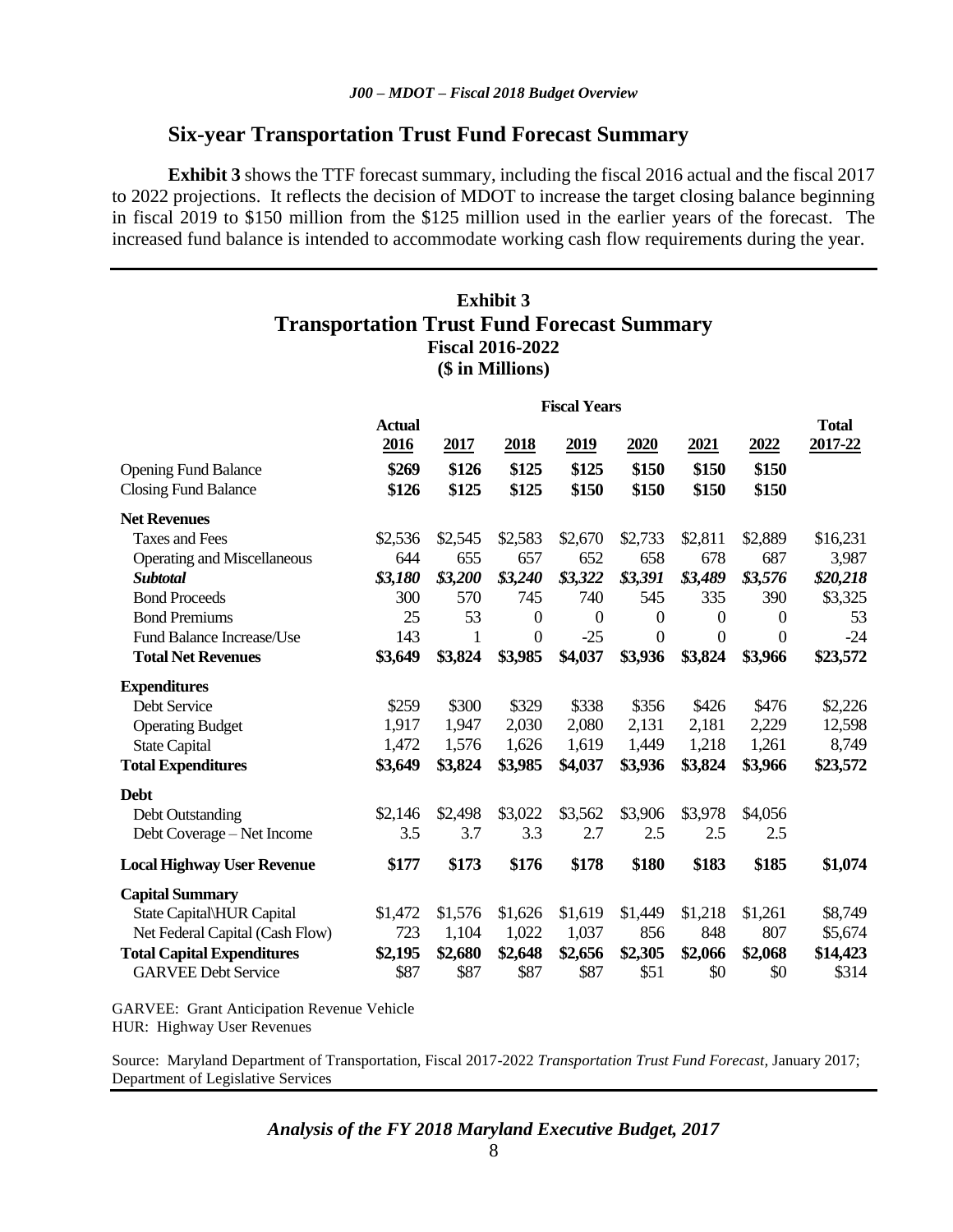## Six-year Transportation Trust Fund Forecast Summary

**Exhibit 3** shows the TTF forecast summary, including the fiscal 2016 actual and the fiscal 2017 to 2022 projections. It reflects the decision of MDOT to increase the target closing balance beginning in fiscal 2019 to $150 million from the $125 million used in the earlier years of the forecast. The increased fund balance is intended to accommodate working cash flow requirements during the year.

### Exhibit 3
### Transportation Trust Fund Forecast Summary
**Fiscal 2016-2022**
**($ in Millions)**

| | Fiscal Years | | | | | | | |
|---|---|---|---|---|---|---|---|---|
| | **Actual 2016** | **2017** | **2018** | **2019** | **2020** | **2021** | **2022** | **Total 2017-22** |
| Opening Fund Balance | **$269** | **$126** | **$125** | **$125** | **$150** | **$150** | **$150** | |
| Closing Fund Balance | **$126** | **$125** | **$125** | **$150** | **$150** | **$150** | **$150** | |
| **Net Revenues** | | | | | | | | |
| Taxes and Fees | $2,536 | $2,545 | $2,583 | $2,670 | $2,733 | $2,811 | $2,889 | $16,231 |
| Operating and Miscellaneous | 644 | 655 | 657 | 652 | 658 | 678 | 687 | 3,987 |
| ***Subtotal*** | ***$3,180*** | ***$3,200*** | ***$3,240*** | ***$3,322*** | ***$3,391*** | ***$3,489*** | ***$3,576*** | ***$20,218*** |
| Bond Proceeds | 300 | 570 | 745 | 740 | 545 | 335 | 390 | $3,325 |
| Bond Premiums | 25 | 53 | 0 | 0 | 0 | 0 | 0 | 53 |
| Fund Balance Increase/Use | 143 | 1 | 0 | -25 | 0 | 0 | 0 | -24 |
| **Total Net Revenues** | **$3,649** | **$3,824** | **$3,985** | **$4,037** | **$3,936** | **$3,824** | **$3,966** | **$23,572** |
| **Expenditures** | | | | | | | | |
| Debt Service | $259 | $300 | $329 | $338 | $356 | $426 | $476 | $2,226 |
| Operating Budget | 1,917 | 1,947 | 2,030 | 2,080 | 2,131 | 2,181 | 2,229 | 12,598 |
| State Capital | 1,472 | 1,576 | 1,626 | 1,619 | 1,449 | 1,218 | 1,261 | 8,749 |
| **Total Expenditures** | **$3,649** | **$3,824** | **$3,985** | **$4,037** | **$3,936** | **$3,824** | **$3,966** | **$23,572** |
| **Debt** | | | | | | | | |
| Debt Outstanding | $2,146 | $2,498 | $3,022 | $3,562 | $3,906 | $3,978 | $4,056 | |
| Debt Coverage – Net Income | 3.5 | 3.7 | 3.3 | 2.7 | 2.5 | 2.5 | 2.5 | |
| **Local Highway User Revenue** | **$177** | **$173** | **$176** | **$178** | **$180** | **$183** | **$185** | **$1,074** |
| **Capital Summary** | | | | | | | | |
| State Capital\HUR Capital | $1,472 | $1,576 | $1,626 | $1,619 | $1,449 | $1,218 | $1,261 | $8,749 |
| Net Federal Capital (Cash Flow) | 723 | 1,104 | 1,022 | 1,037 | 856 | 848 | 807 | $5,674 |
| **Total Capital Expenditures** | **$2,195** | **$2,680** | **$2,648** | **$2,656** | **$2,305** | **$2,066** | **$2,068** | **$14,423** |
| GARVEE Debt Service | $87 | $87 | $87 | $87 | $51 | $0 | $0 | $314 |

GARVEE: Grant Anticipation Revenue Vehicle
HUR: Highway User Revenues

Source: Maryland Department of Transportation, Fiscal 2017-2022 *Transportation Trust Fund Forecast*, January 2017; Department of Legislative Services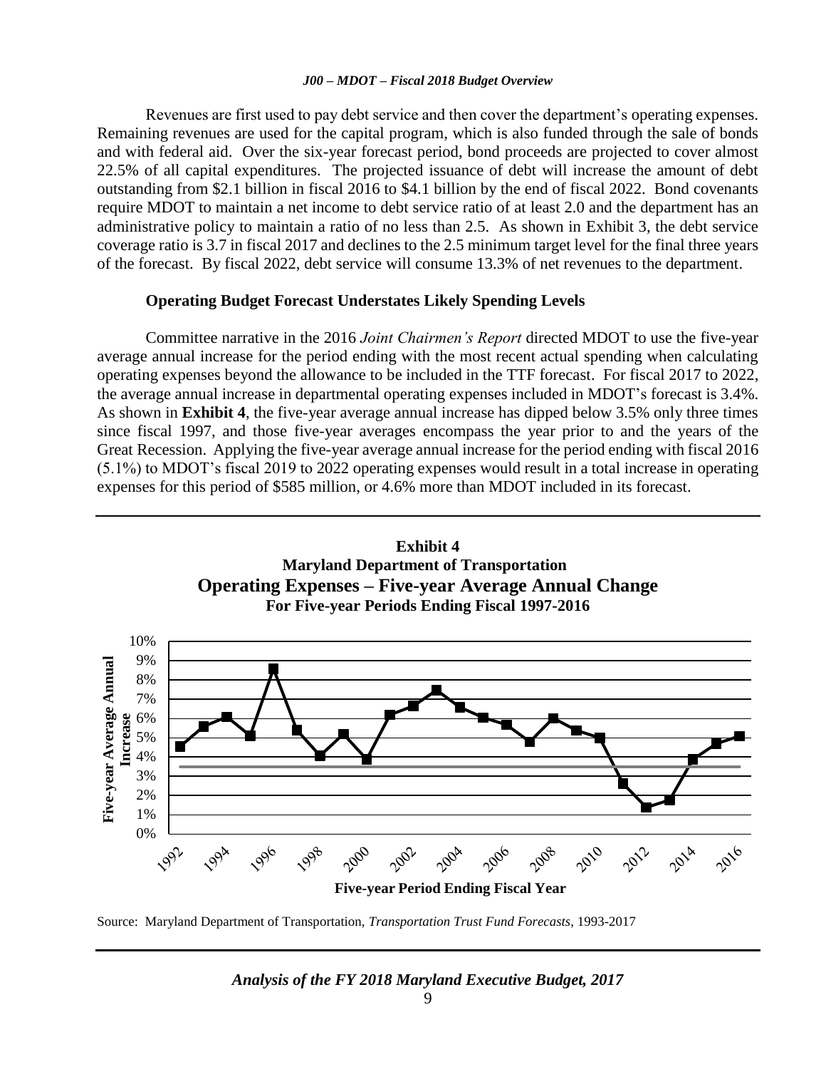Revenues are first used to pay debt service and then cover the department's operating expenses. Remaining revenues are used for the capital program, which is also funded through the sale of bonds and with federal aid. Over the six-year forecast period, bond proceeds are projected to cover almost 22.5% of all capital expenditures. The projected issuance of debt will increase the amount of debt outstanding from $2.1 billion in fiscal 2016 to $4.1 billion by the end of fiscal 2022. Bond covenants require MDOT to maintain a net income to debt service ratio of at least 2.0 and the department has an administrative policy to maintain a ratio of no less than 2.5. As shown in Exhibit 3, the debt service coverage ratio is 3.7 in fiscal 2017 and declines to the 2.5 minimum target level for the final three years of the forecast. By fiscal 2022, debt service will consume 13.3% of net revenues to the department.

### Operating Budget Forecast Understates Likely Spending Levels

Committee narrative in the 2016 *Joint Chairmen's Report* directed MDOT to use the five-year average annual increase for the period ending with the most recent actual spending when calculating operating expenses beyond the allowance to be included in the TTF forecast. For fiscal 2017 to 2022, the average annual increase in departmental operating expenses included in MDOT's forecast is 3.4%. As shown in **Exhibit 4**, the five-year average annual increase has dipped below 3.5% only three times since fiscal 1997, and those five-year averages encompass the year prior to and the years of the Great Recession. Applying the five-year average annual increase for the period ending with fiscal 2016 (5.1%) to MDOT's fiscal 2019 to 2022 operating expenses would result in a total increase in operating expenses for this period of $585 million, or 4.6% more than MDOT included in its forecast.

**Exhibit 4**
**Maryland Department of Transportation**
**Operating Expenses – Five-year Average Annual Change**
**For Five-year Periods Ending Fiscal 1997-2016**

Source: Maryland Department of Transportation, *Transportation Trust Fund Forecasts*, 1993-2017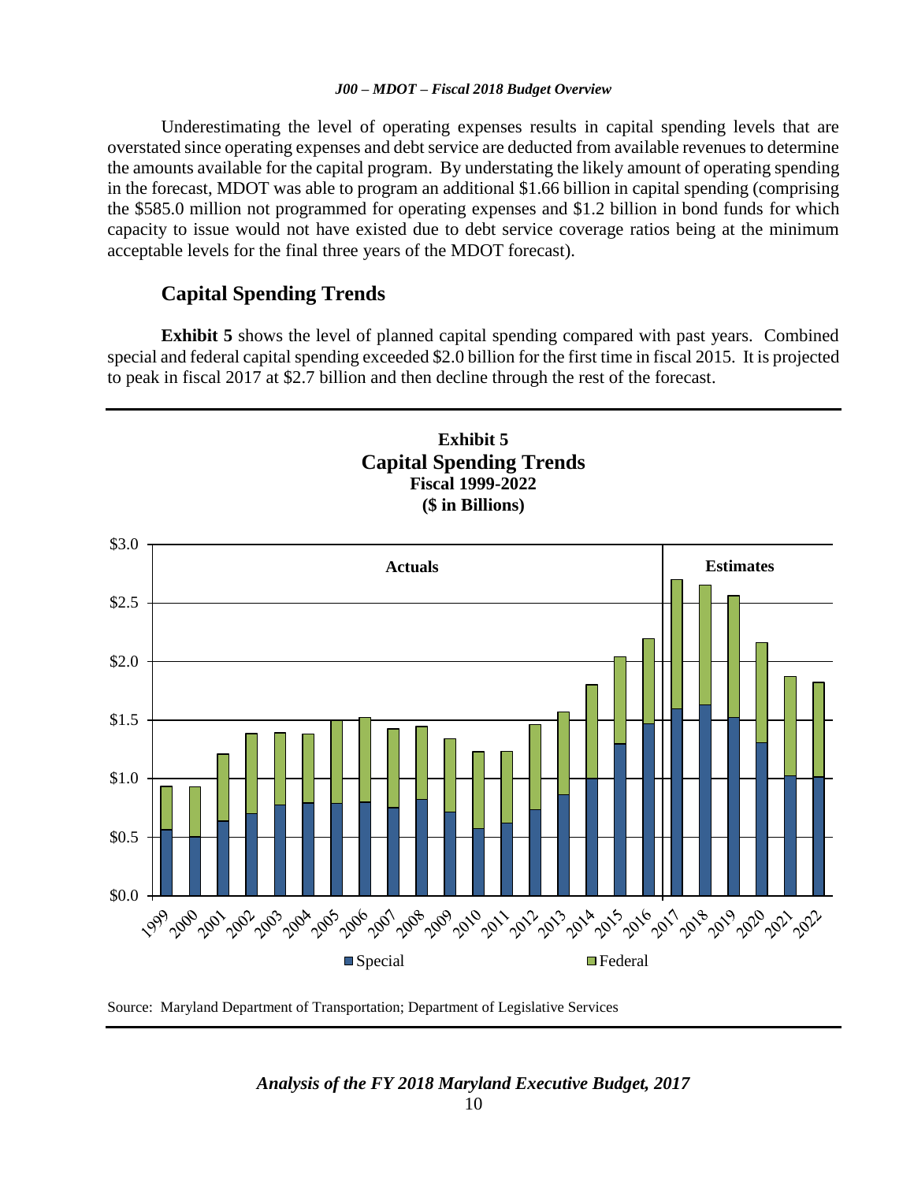Underestimating the level of operating expenses results in capital spending levels that are overstated since operating expenses and debt service are deducted from available revenues to determine the amounts available for the capital program. By understating the likely amount of operating spending in the forecast, MDOT was able to program an additional $1.66 billion in capital spending (comprising the $585.0 million not programmed for operating expenses and $1.2 billion in bond funds for which capacity to issue would not have existed due to debt service coverage ratios being at the minimum acceptable levels for the final three years of the MDOT forecast).

## Capital Spending Trends

**Exhibit 5** shows the level of planned capital spending compared with past years. Combined special and federal capital spending exceeded $2.0 billion for the first time in fiscal 2015. It is projected to peak in fiscal 2017 at $2.7 billion and then decline through the rest of the forecast.

**Exhibit 5**
**Capital Spending Trends**
**Fiscal 1999-2022**
**($ in Billions)**

Source: Maryland Department of Transportation; Department of Legislative Services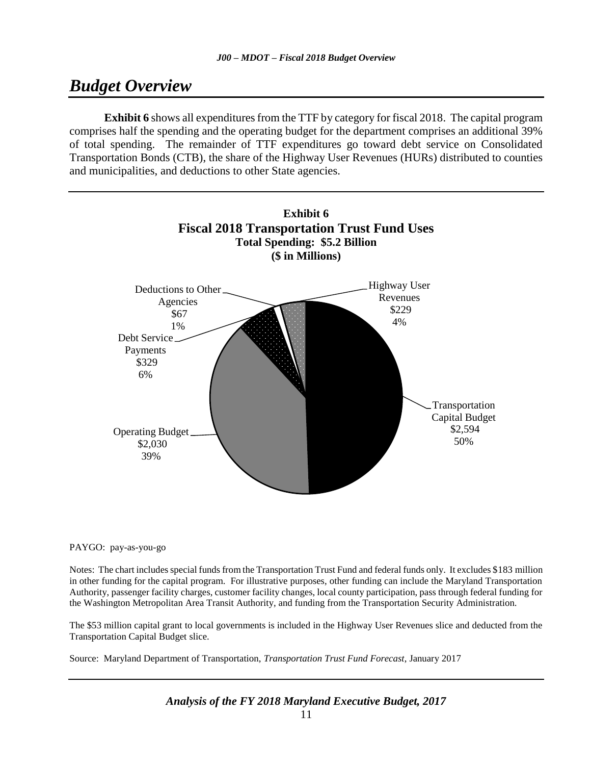# Budget Overview

**Exhibit 6** shows all expenditures from the TTF by category for fiscal 2018. The capital program comprises half the spending and the operating budget for the department comprises an additional 39% of total spending. The remainder of TTF expenditures go toward debt service on Consolidated Transportation Bonds (CTB), the share of the Highway User Revenues (HURs) distributed to counties and municipalities, and deductions to other State agencies.

**Exhibit 6**
**Fiscal 2018 Transportation Trust Fund Uses**
**Total Spending: $5.2 Billion**
**($ in Millions)**

Deductions to Other Agencies
$67
1%

Highway User Revenues
$229
4%

Debt Service Payments
$329
6%

Transportation Capital Budget
$2,594
50%

Operating Budget
$2,030
39%

PAYGO: pay-as-you-go

Notes: The chart includes special funds from the Transportation Trust Fund and federal funds only. It excludes $183 million in other funding for the capital program. For illustrative purposes, other funding can include the Maryland Transportation Authority, passenger facility charges, customer facility changes, local county participation, pass through federal funding for the Washington Metropolitan Area Transit Authority, and funding from the Transportation Security Administration.

The $53 million capital grant to local governments is included in the Highway User Revenues slice and deducted from the Transportation Capital Budget slice.

Source: Maryland Department of Transportation, *Transportation Trust Fund Forecast*, January 2017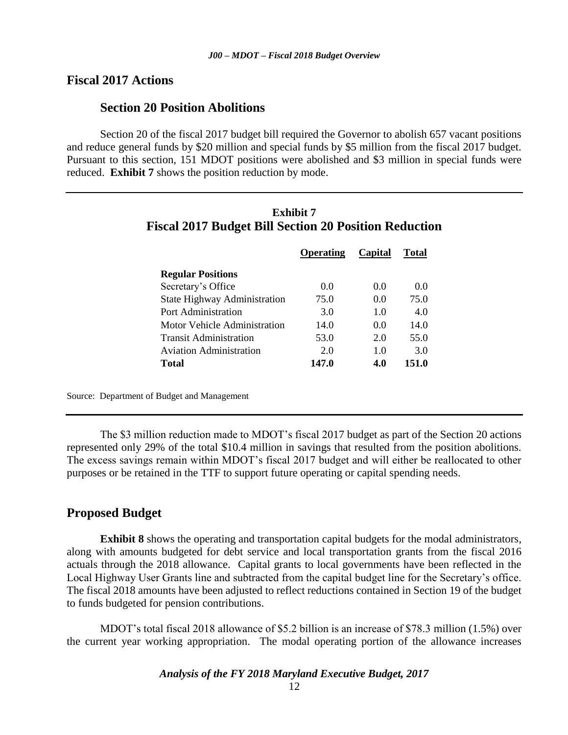## Fiscal 2017 Actions

### Section 20 Position Abolitions

Section 20 of the fiscal 2017 budget bill required the Governor to abolish 657 vacant positions and reduce general funds by $20 million and special funds by $5 million from the fiscal 2017 budget. Pursuant to this section, 151 MDOT positions were abolished and $3 million in special funds were reduced. **Exhibit 7** shows the position reduction by mode.

**Exhibit 7**
**Fiscal 2017 Budget Bill Section 20 Position Reduction**

| | Operating | Capital | Total |
|---|---|---|---|
| **Regular Positions** | | | |
| Secretary's Office | 0.0 | 0.0 | 0.0 |
| State Highway Administration | 75.0 | 0.0 | 75.0 |
| Port Administration | 3.0 | 1.0 | 4.0 |
| Motor Vehicle Administration | 14.0 | 0.0 | 14.0 |
| Transit Administration | 53.0 | 2.0 | 55.0 |
| Aviation Administration | 2.0 | 1.0 | 3.0 |
| **Total** | **147.0** | **4.0** | **151.0** |

Source: Department of Budget and Management

The $3 million reduction made to MDOT's fiscal 2017 budget as part of the Section 20 actions represented only 29% of the total $10.4 million in savings that resulted from the position abolitions. The excess savings remain within MDOT's fiscal 2017 budget and will either be reallocated to other purposes or be retained in the TTF to support future operating or capital spending needs.

## Proposed Budget

**Exhibit 8** shows the operating and transportation capital budgets for the modal administrators, along with amounts budgeted for debt service and local transportation grants from the fiscal 2016 actuals through the 2018 allowance. Capital grants to local governments have been reflected in the Local Highway User Grants line and subtracted from the capital budget line for the Secretary's office. The fiscal 2018 amounts have been adjusted to reflect reductions contained in Section 19 of the budget to funds budgeted for pension contributions.

MDOT's total fiscal 2018 allowance of $5.2 billion is an increase of $78.3 million (1.5%) over the current year working appropriation. The modal operating portion of the allowance increases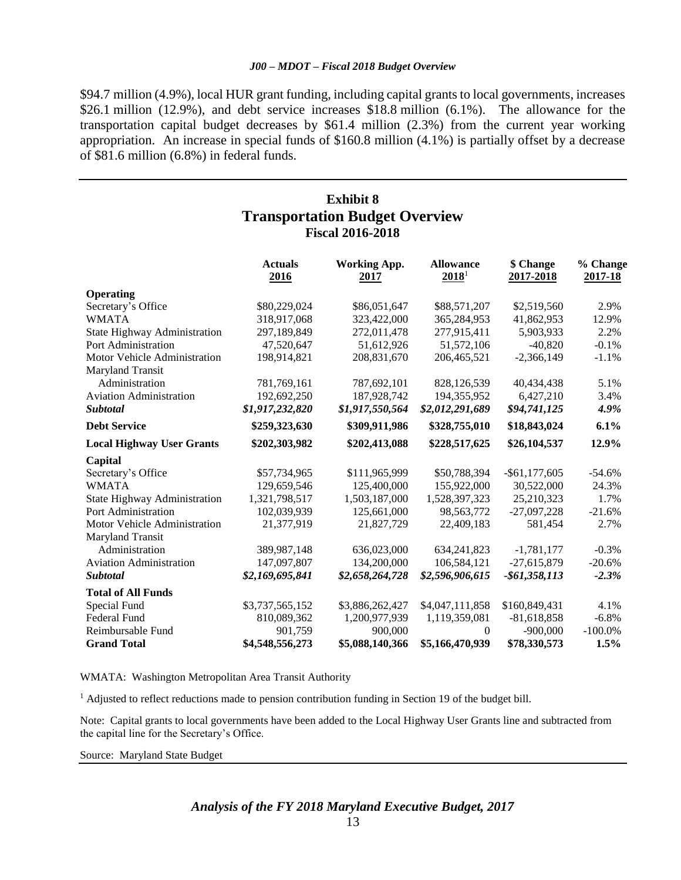$94.7 million (4.9%), local HUR grant funding, including capital grants to local governments, increases $26.1 million (12.9%), and debt service increases $18.8 million (6.1%). The allowance for the transportation capital budget decreases by $61.4 million (2.3%) from the current year working appropriation. An increase in special funds of $160.8 million (4.1%) is partially offset by a decrease of $81.6 million (6.8%) in federal funds.

## Exhibit 8
## Transportation Budget Overview
### Fiscal 2016-2018

| | Actuals 2016 | Working App. 2017 | Allowance 2018[1] | $ Change 2017-2018 | % Change 2017-18 |
|---|---|---|---|---|---|
| **Operating** | | | | | |
| Secretary's Office | $80,229,024 | $86,051,647 | $88,571,207 | $2,519,560 | 2.9% |
| WMATA | 318,917,068 | 323,422,000 | 365,284,953 | 41,862,953 | 12.9% |
| State Highway Administration | 297,189,849 | 272,011,478 | 277,915,411 | 5,903,933 | 2.2% |
| Port Administration | 47,520,647 | 51,612,926 | 51,572,106 | -40,820 | -0.1% |
| Motor Vehicle Administration | 198,914,821 | 208,831,670 | 206,465,521 | -2,366,149 | -1.1% |
| Maryland Transit Administration | 781,769,161 | 787,692,101 | 828,126,539 | 40,434,438 | 5.1% |
| Aviation Administration | 192,692,250 | 187,928,742 | 194,355,952 | 6,427,210 | 3.4% |
| ***Subtotal*** | ***$1,917,232,820*** | ***$1,917,550,564*** | ***$2,012,291,689*** | ***$94,741,125*** | ***4.9%*** |
| **Debt Service** | **$259,323,630** | **$309,911,986** | **$328,755,010** | **$18,843,024** | **6.1%** |
| **Local Highway User Grants** | **$202,303,982** | **$202,413,088** | **$228,517,625** | **$26,104,537** | **12.9%** |
| **Capital** | | | | | |
| Secretary's Office | $57,734,965 | $111,965,999 | $50,788,394 | -$61,177,605 | -54.6% |
| WMATA | 129,659,546 | 125,400,000 | 155,922,000 | 30,522,000 | 24.3% |
| State Highway Administration | 1,321,798,517 | 1,503,187,000 | 1,528,397,323 | 25,210,323 | 1.7% |
| Port Administration | 102,039,939 | 125,661,000 | 98,563,772 | -27,097,228 | -21.6% |
| Motor Vehicle Administration | 21,377,919 | 21,827,729 | 22,409,183 | 581,454 | 2.7% |
| Maryland Transit Administration | 389,987,148 | 636,023,000 | 634,241,823 | -1,781,177 | -0.3% |
| Aviation Administration | 147,097,807 | 134,200,000 | 106,584,121 | -27,615,879 | -20.6% |
| ***Subtotal*** | ***$2,169,695,841*** | ***$2,658,264,728*** | ***$2,596,906,615*** | ***-$61,358,113*** | ***-2.3%*** |
| **Total of All Funds** | | | | | |
| Special Fund | $3,737,565,152 | $3,886,262,427 | $4,047,111,858 | $160,849,431 | 4.1% |
| Federal Fund | 810,089,362 | 1,200,977,939 | 1,119,359,081 | -81,618,858 | -6.8% |
| Reimbursable Fund | 901,759 | 900,000 | 0 | -900,000 | -100.0% |
| **Grand Total** | **$4,548,556,273** | **$5,088,140,366** | **$5,166,470,939** | **$78,330,573** | **1.5%** |

WMATA: Washington Metropolitan Area Transit Authority

[1] Adjusted to reflect reductions made to pension contribution funding in Section 19 of the budget bill.

Note: Capital grants to local governments have been added to the Local Highway User Grants line and subtracted from the capital line for the Secretary's Office.

Source: Maryland State Budget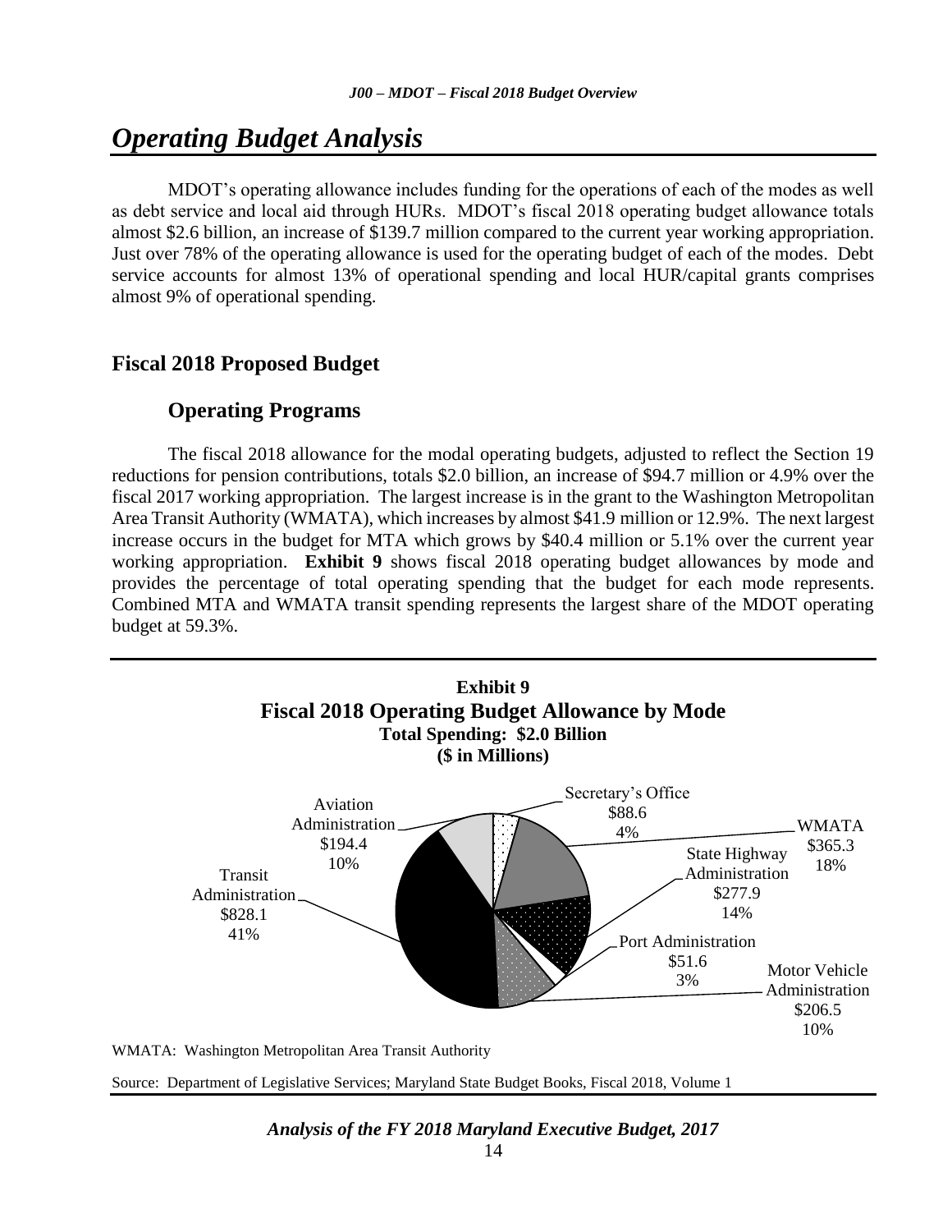# *Operating Budget Analysis*

MDOT's operating allowance includes funding for the operations of each of the modes as well as debt service and local aid through HURs. MDOT's fiscal 2018 operating budget allowance totals almost $2.6 billion, an increase of $139.7 million compared to the current year working appropriation. Just over 78% of the operating allowance is used for the operating budget of each of the modes. Debt service accounts for almost 13% of operational spending and local HUR/capital grants comprises almost 9% of operational spending.

## Fiscal 2018 Proposed Budget

### Operating Programs

The fiscal 2018 allowance for the modal operating budgets, adjusted to reflect the Section 19 reductions for pension contributions, totals $2.0 billion, an increase of $94.7 million or 4.9% over the fiscal 2017 working appropriation. The largest increase is in the grant to the Washington Metropolitan Area Transit Authority (WMATA), which increases by almost $41.9 million or 12.9%. The next largest increase occurs in the budget for MTA which grows by $40.4 million or 5.1% over the current year working appropriation. **Exhibit 9** shows fiscal 2018 operating budget allowances by mode and provides the percentage of total operating spending that the budget for each mode represents. Combined MTA and WMATA transit spending represents the largest share of the MDOT operating budget at 59.3%.

**Exhibit 9**
**Fiscal 2018 Operating Budget Allowance by Mode**
**Total Spending: $2.0 Billion**
**($ in Millions)**

| Mode | Amount | Share |
|---|---|---|
| Secretary's Office | $88.6 | 4% |
| WMATA | $365.3 | 18% |
| State Highway Administration | $277.9 | 14% |
| Port Administration | $51.6 | 3% |
| Motor Vehicle Administration | $206.5 | 10% |
| Transit Administration | $828.1 | 41% |
| Aviation Administration | $194.4 | 10% |

WMATA: Washington Metropolitan Area Transit Authority

Source: Department of Legislative Services; Maryland State Budget Books, Fiscal 2018, Volume 1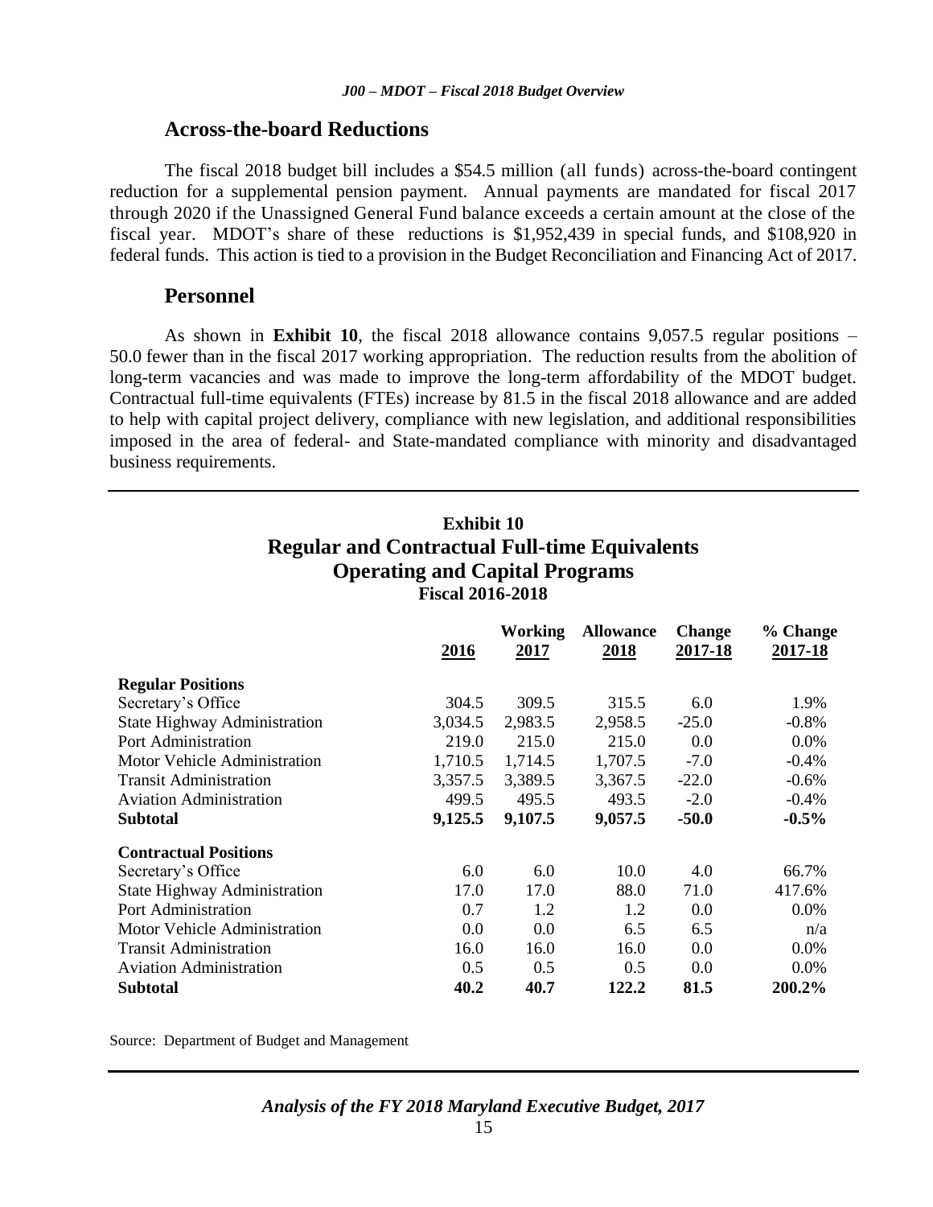## Across-the-board Reductions

The fiscal 2018 budget bill includes a $54.5 million (all funds) across-the-board contingent reduction for a supplemental pension payment. Annual payments are mandated for fiscal 2017 through 2020 if the Unassigned General Fund balance exceeds a certain amount at the close of the fiscal year. MDOT's share of these reductions is $1,952,439 in special funds, and $108,920 in federal funds. This action is tied to a provision in the Budget Reconciliation and Financing Act of 2017.

## Personnel

As shown in **Exhibit 10**, the fiscal 2018 allowance contains 9,057.5 regular positions – 50.0 fewer than in the fiscal 2017 working appropriation. The reduction results from the abolition of long-term vacancies and was made to improve the long-term affordability of the MDOT budget. Contractual full-time equivalents (FTEs) increase by 81.5 in the fiscal 2018 allowance and are added to help with capital project delivery, compliance with new legislation, and additional responsibilities imposed in the area of federal- and State-mandated compliance with minority and disadvantaged business requirements.

**Exhibit 10**
**Regular and Contractual Full-time Equivalents**
**Operating and Capital Programs**
**Fiscal 2016-2018**

| | 2016 | Working 2017 | Allowance 2018 | Change 2017-18 | % Change 2017-18 |
|---|---|---|---|---|---|
| **Regular Positions** | | | | | |
| Secretary's Office | 304.5 | 309.5 | 315.5 | 6.0 | 1.9% |
| State Highway Administration | 3,034.5 | 2,983.5 | 2,958.5 | -25.0 | -0.8% |
| Port Administration | 219.0 | 215.0 | 215.0 | 0.0 | 0.0% |
| Motor Vehicle Administration | 1,710.5 | 1,714.5 | 1,707.5 | -7.0 | -0.4% |
| Transit Administration | 3,357.5 | 3,389.5 | 3,367.5 | -22.0 | -0.6% |
| Aviation Administration | 499.5 | 495.5 | 493.5 | -2.0 | -0.4% |
| **Subtotal** | **9,125.5** | **9,107.5** | **9,057.5** | **-50.0** | **-0.5%** |
| **Contractual Positions** | | | | | |
| Secretary's Office | 6.0 | 6.0 | 10.0 | 4.0 | 66.7% |
| State Highway Administration | 17.0 | 17.0 | 88.0 | 71.0 | 417.6% |
| Port Administration | 0.7 | 1.2 | 1.2 | 0.0 | 0.0% |
| Motor Vehicle Administration | 0.0 | 0.0 | 6.5 | 6.5 | n/a |
| Transit Administration | 16.0 | 16.0 | 16.0 | 0.0 | 0.0% |
| Aviation Administration | 0.5 | 0.5 | 0.5 | 0.0 | 0.0% |
| **Subtotal** | **40.2** | **40.7** | **122.2** | **81.5** | **200.2%** |

Source: Department of Budget and Management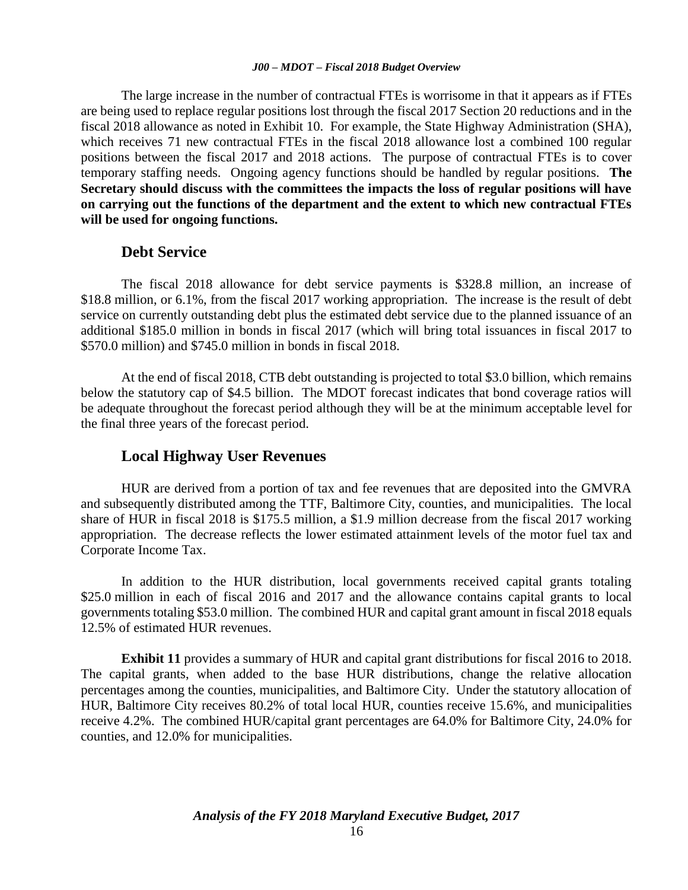The large increase in the number of contractual FTEs is worrisome in that it appears as if FTEs are being used to replace regular positions lost through the fiscal 2017 Section 20 reductions and in the fiscal 2018 allowance as noted in Exhibit 10. For example, the State Highway Administration (SHA), which receives 71 new contractual FTEs in the fiscal 2018 allowance lost a combined 100 regular positions between the fiscal 2017 and 2018 actions. The purpose of contractual FTEs is to cover temporary staffing needs. Ongoing agency functions should be handled by regular positions. **The Secretary should discuss with the committees the impacts the loss of regular positions will have on carrying out the functions of the department and the extent to which new contractual FTEs will be used for ongoing functions.**

## Debt Service

The fiscal 2018 allowance for debt service payments is $328.8 million, an increase of $18.8 million, or 6.1%, from the fiscal 2017 working appropriation. The increase is the result of debt service on currently outstanding debt plus the estimated debt service due to the planned issuance of an additional $185.0 million in bonds in fiscal 2017 (which will bring total issuances in fiscal 2017 to $570.0 million) and $745.0 million in bonds in fiscal 2018.

At the end of fiscal 2018, CTB debt outstanding is projected to total $3.0 billion, which remains below the statutory cap of $4.5 billion. The MDOT forecast indicates that bond coverage ratios will be adequate throughout the forecast period although they will be at the minimum acceptable level for the final three years of the forecast period.

## Local Highway User Revenues

HUR are derived from a portion of tax and fee revenues that are deposited into the GMVRA and subsequently distributed among the TTF, Baltimore City, counties, and municipalities. The local share of HUR in fiscal 2018 is $175.5 million, a $1.9 million decrease from the fiscal 2017 working appropriation. The decrease reflects the lower estimated attainment levels of the motor fuel tax and Corporate Income Tax.

In addition to the HUR distribution, local governments received capital grants totaling $25.0 million in each of fiscal 2016 and 2017 and the allowance contains capital grants to local governments totaling $53.0 million. The combined HUR and capital grant amount in fiscal 2018 equals 12.5% of estimated HUR revenues.

**Exhibit 11** provides a summary of HUR and capital grant distributions for fiscal 2016 to 2018. The capital grants, when added to the base HUR distributions, change the relative allocation percentages among the counties, municipalities, and Baltimore City. Under the statutory allocation of HUR, Baltimore City receives 80.2% of total local HUR, counties receive 15.6%, and municipalities receive 4.2%. The combined HUR/capital grant percentages are 64.0% for Baltimore City, 24.0% for counties, and 12.0% for municipalities.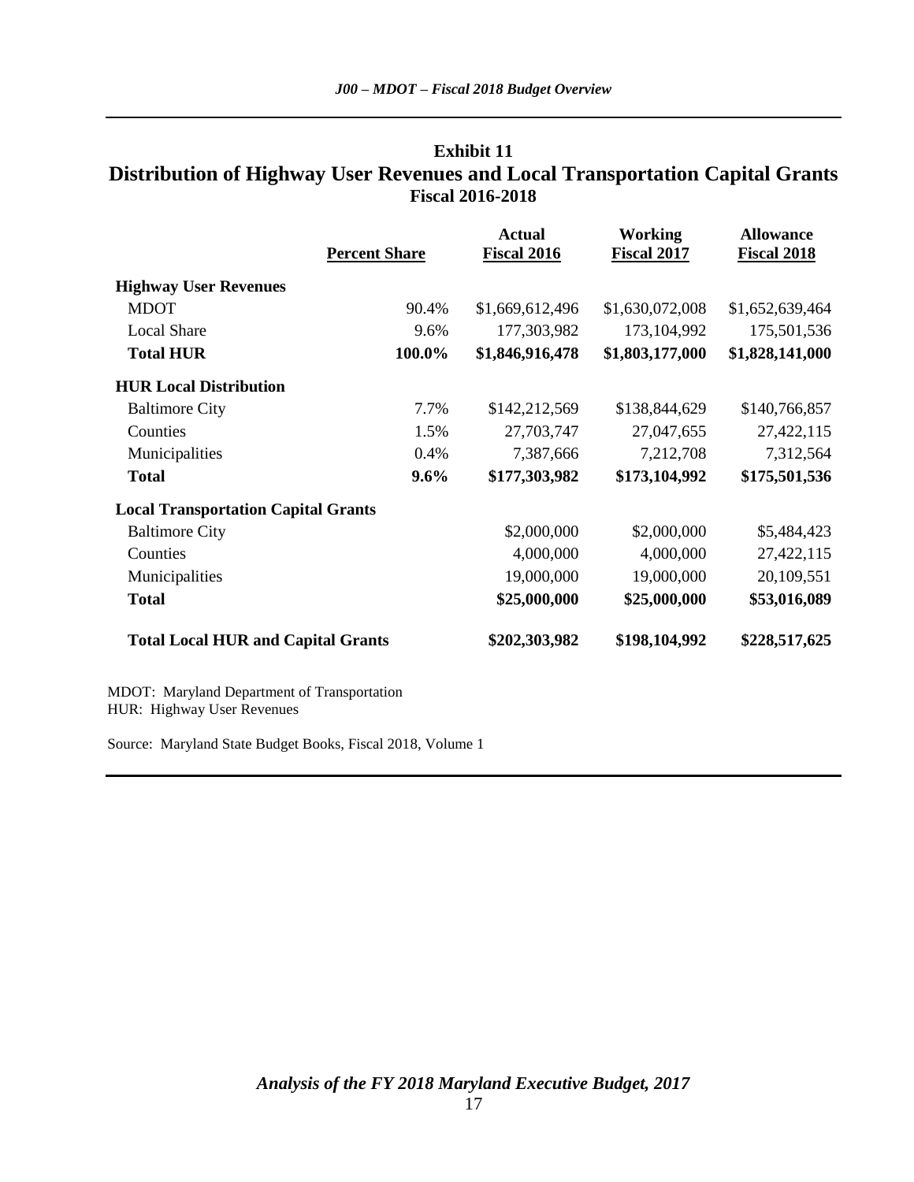## Exhibit 11
## Distribution of Highway User Revenues and Local Transportation Capital Grants
### Fiscal 2016-2018

| | Percent Share | Actual Fiscal 2016 | Working Fiscal 2017 | Allowance Fiscal 2018 |
|---|---|---|---|---|
| **Highway User Revenues** | | | | |
| MDOT | 90.4% | $1,669,612,496 | $1,630,072,008 | $1,652,639,464 |
| Local Share | 9.6% | 177,303,982 | 173,104,992 | 175,501,536 |
| **Total HUR** | **100.0%** | **$1,846,916,478** | **$1,803,177,000** | **$1,828,141,000** |
| **HUR Local Distribution** | | | | |
| Baltimore City | 7.7% | $142,212,569 | $138,844,629 | $140,766,857 |
| Counties | 1.5% | 27,703,747 | 27,047,655 | 27,422,115 |
| Municipalities | 0.4% | 7,387,666 | 7,212,708 | 7,312,564 |
| **Total** | **9.6%** | **$177,303,982** | **$173,104,992** | **$175,501,536** |
| **Local Transportation Capital Grants** | | | | |
| Baltimore City | | $2,000,000 | $2,000,000 | $5,484,423 |
| Counties | | 4,000,000 | 4,000,000 | 27,422,115 |
| Municipalities | | 19,000,000 | 19,000,000 | 20,109,551 |
| **Total** | | **$25,000,000** | **$25,000,000** | **$53,016,089** |
| **Total Local HUR and Capital Grants** | | **$202,303,982** | **$198,104,992** | **$228,517,625** |

MDOT: Maryland Department of Transportation
HUR: Highway User Revenues

Source: Maryland State Budget Books, Fiscal 2018, Volume 1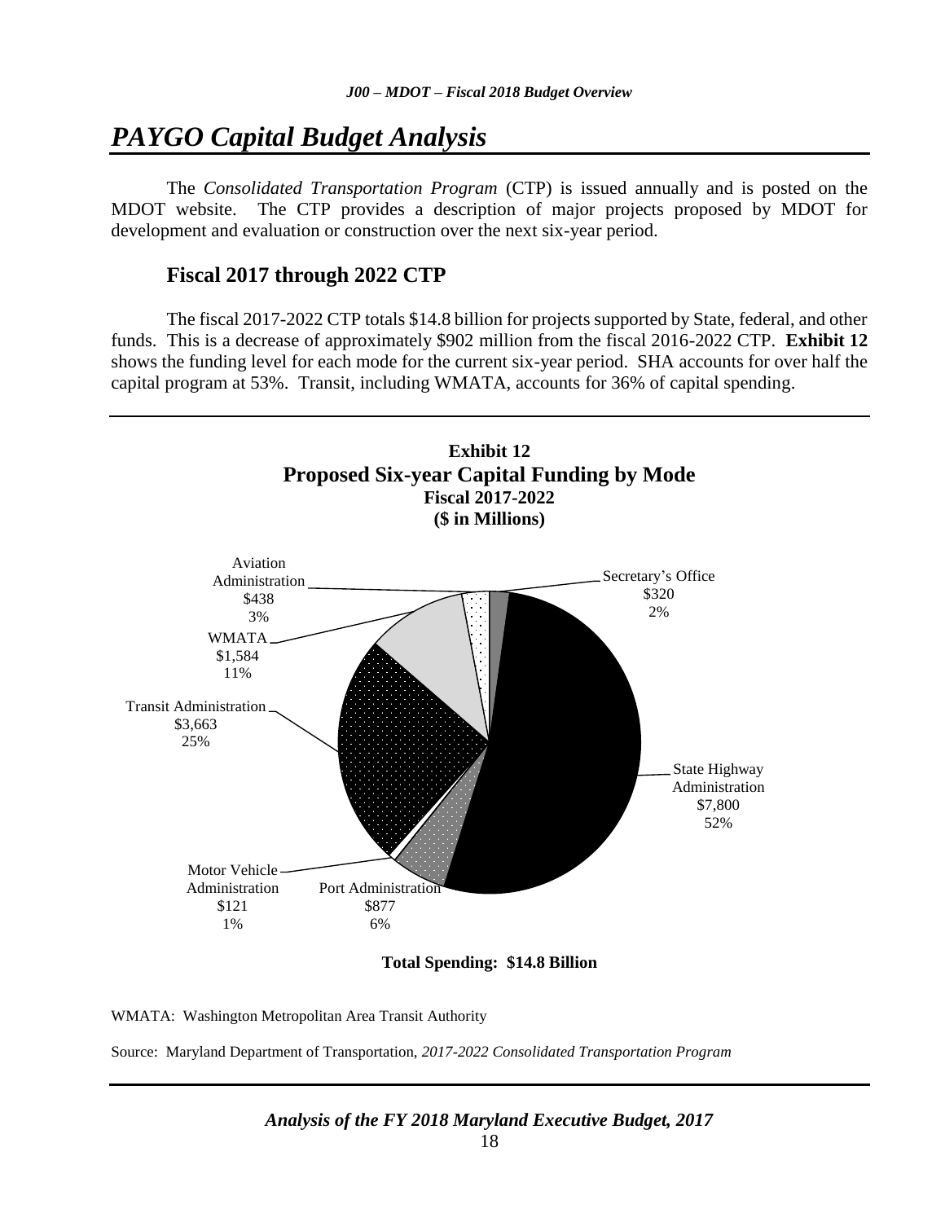# *PAYGO Capital Budget Analysis*

The *Consolidated Transportation Program* (CTP) is issued annually and is posted on the MDOT website. The CTP provides a description of major projects proposed by MDOT for development and evaluation or construction over the next six-year period.

## Fiscal 2017 through 2022 CTP

The fiscal 2017-2022 CTP totals $14.8 billion for projects supported by State, federal, and other funds. This is a decrease of approximately $902 million from the fiscal 2016-2022 CTP. **Exhibit 12** shows the funding level for each mode for the current six-year period. SHA accounts for over half the capital program at 53%. Transit, including WMATA, accounts for 36% of capital spending.

**Exhibit 12**
**Proposed Six-year Capital Funding by Mode**
**Fiscal 2017-2022**
**($ in Millions)**

| Mode | Amount | Percent |
| --- | --- | --- |
| Secretary's Office | $320 | 2% |
| State Highway Administration | $7,800 | 52% |
| Port Administration | $877 | 6% |
| Motor Vehicle Administration | $121 | 1% |
| Transit Administration | $3,663 | 25% |
| WMATA | $1,584 | 11% |
| Aviation Administration | $438 | 3% |

**Total Spending: $14.8 Billion**

WMATA: Washington Metropolitan Area Transit Authority

Source: Maryland Department of Transportation, *2017-2022 Consolidated Transportation Program*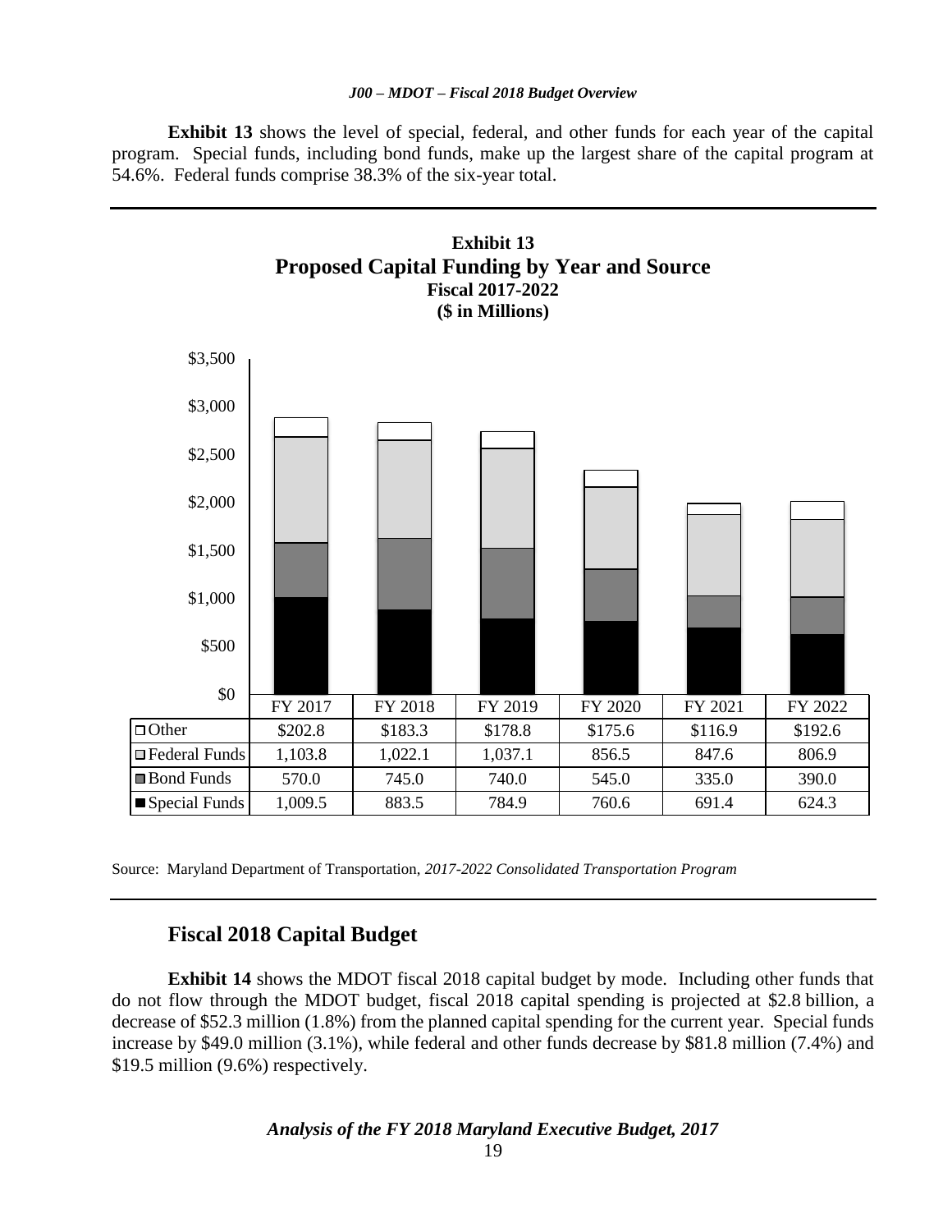**Exhibit 13** shows the level of special, federal, and other funds for each year of the capital program. Special funds, including bond funds, make up the largest share of the capital program at 54.6%. Federal funds comprise 38.3% of the six-year total.

**Exhibit 13**
**Proposed Capital Funding by Year and Source**
**Fiscal 2017-2022**
**($ in Millions)**

| | FY 2017 | FY 2018 | FY 2019 | FY 2020 | FY 2021 | FY 2022 |
|---|---|---|---|---|---|---|
| Other | $202.8 | $183.3 | $178.8 | $175.6 | $116.9 | $192.6 |
| Federal Funds | 1,103.8 | 1,022.1 | 1,037.1 | 856.5 | 847.6 | 806.9 |
| Bond Funds | 570.0 | 745.0 | 740.0 | 545.0 | 335.0 | 390.0 |
| Special Funds | 1,009.5 | 883.5 | 784.9 | 760.6 | 691.4 | 624.3 |

Source: Maryland Department of Transportation, *2017-2022 Consolidated Transportation Program*

## Fiscal 2018 Capital Budget

**Exhibit 14** shows the MDOT fiscal 2018 capital budget by mode. Including other funds that do not flow through the MDOT budget, fiscal 2018 capital spending is projected at $2.8 billion, a decrease of $52.3 million (1.8%) from the planned capital spending for the current year. Special funds increase by $49.0 million (3.1%), while federal and other funds decrease by $81.8 million (7.4%) and $19.5 million (9.6%) respectively.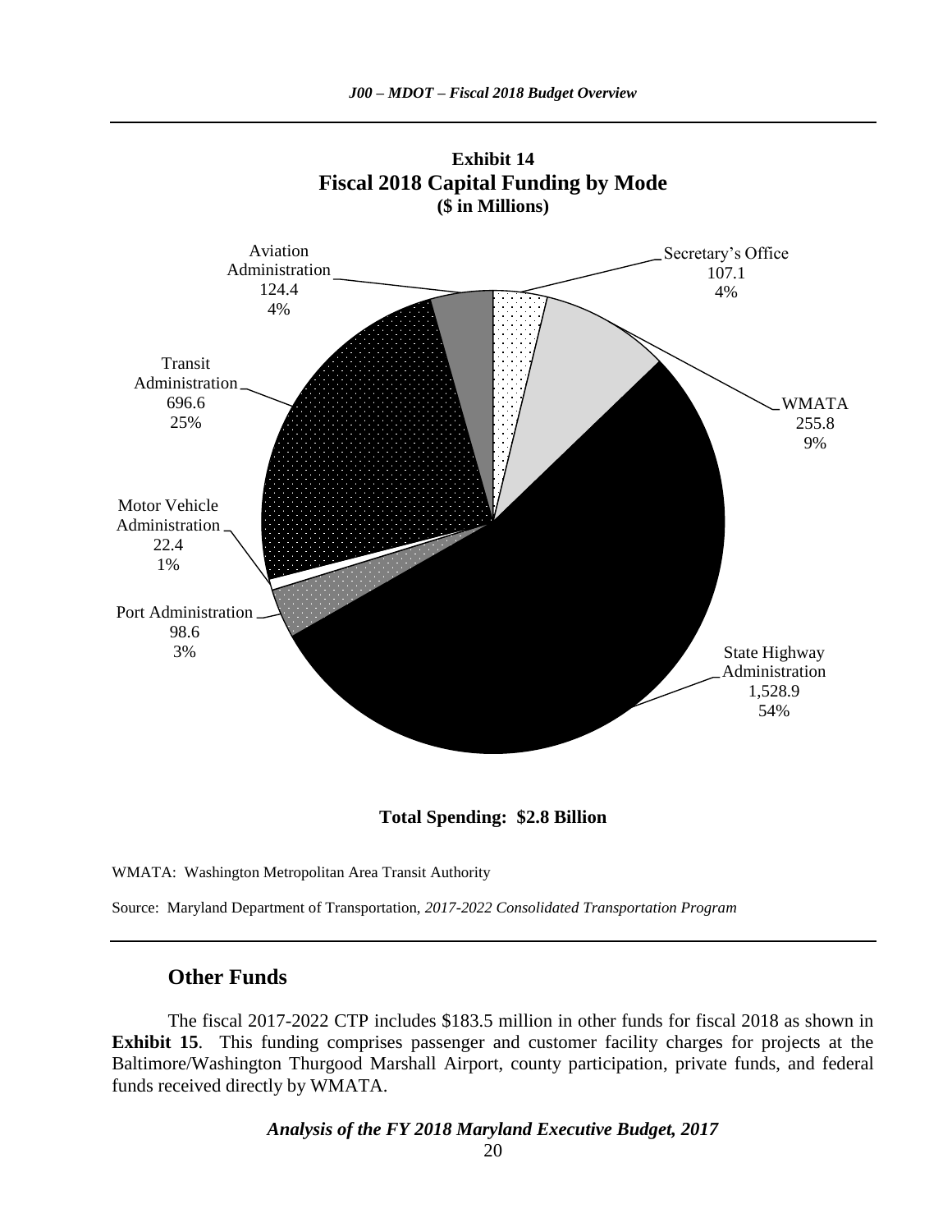**Exhibit 14**
**Fiscal 2018 Capital Funding by Mode**
**($ in Millions)**

| Mode | Amount | Percent |
|---|---|---|
| Secretary's Office | 107.1 | 4% |
| WMATA | 255.8 | 9% |
| State Highway Administration | 1,528.9 | 54% |
| Port Administration | 98.6 | 3% |
| Motor Vehicle Administration | 22.4 | 1% |
| Transit Administration | 696.6 | 25% |
| Aviation Administration | 124.4 | 4% |

**Total Spending: $2.8 Billion**

WMATA: Washington Metropolitan Area Transit Authority

Source: Maryland Department of Transportation, *2017-2022 Consolidated Transportation Program*

## Other Funds

The fiscal 2017-2022 CTP includes $183.5 million in other funds for fiscal 2018 as shown in **Exhibit 15**. This funding comprises passenger and customer facility charges for projects at the Baltimore/Washington Thurgood Marshall Airport, county participation, private funds, and federal funds received directly by WMATA.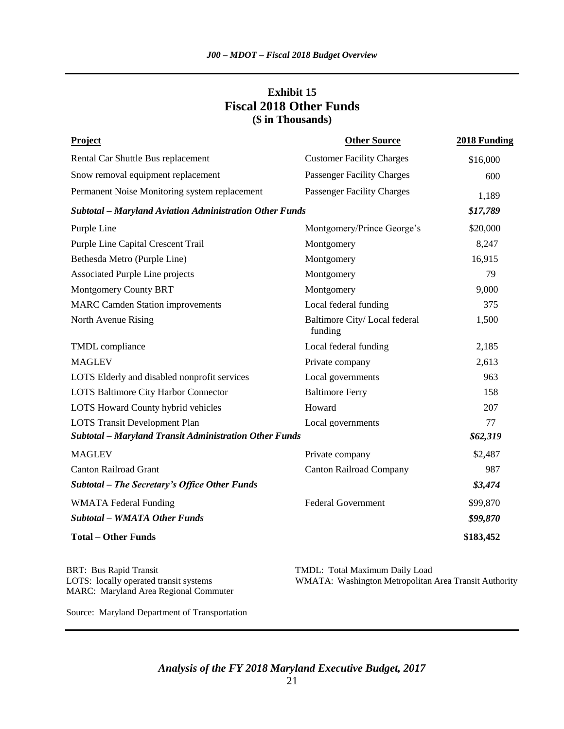## Exhibit 15
## Fiscal 2018 Other Funds
### ($ in Thousands)

| Project | Other Source | 2018 Funding |
|---|---|---|
| Rental Car Shuttle Bus replacement | Customer Facility Charges | $16,000 |
| Snow removal equipment replacement | Passenger Facility Charges | 600 |
| Permanent Noise Monitoring system replacement | Passenger Facility Charges | 1,189 |
| ***Subtotal – Maryland Aviation Administration Other Funds*** | | ***$17,789*** |
| Purple Line | Montgomery/Prince George's | $20,000 |
| Purple Line Capital Crescent Trail | Montgomery | 8,247 |
| Bethesda Metro (Purple Line) | Montgomery | 16,915 |
| Associated Purple Line projects | Montgomery | 79 |
| Montgomery County BRT | Montgomery | 9,000 |
| MARC Camden Station improvements | Local federal funding | 375 |
| North Avenue Rising | Baltimore City/ Local federal funding | 1,500 |
| TMDL compliance | Local federal funding | 2,185 |
| MAGLEV | Private company | 2,613 |
| LOTS Elderly and disabled nonprofit services | Local governments | 963 |
| LOTS Baltimore City Harbor Connector | Baltimore Ferry | 158 |
| LOTS Howard County hybrid vehicles | Howard | 207 |
| LOTS Transit Development Plan | Local governments | 77 |
| ***Subtotal – Maryland Transit Administration Other Funds*** | | ***$62,319*** |
| MAGLEV | Private company | $2,487 |
| Canton Railroad Grant | Canton Railroad Company | 987 |
| ***Subtotal – The Secretary's Office Other Funds*** | | ***$3,474*** |
| WMATA Federal Funding | Federal Government | $99,870 |
| ***Subtotal – WMATA Other Funds*** | | ***$99,870*** |
| **Total – Other Funds** | | **$183,452** |

BRT: Bus Rapid Transit
LOTS: locally operated transit systems
MARC: Maryland Area Regional Commuter
TMDL: Total Maximum Daily Load
WMATA: Washington Metropolitan Area Transit Authority

Source: Maryland Department of Transportation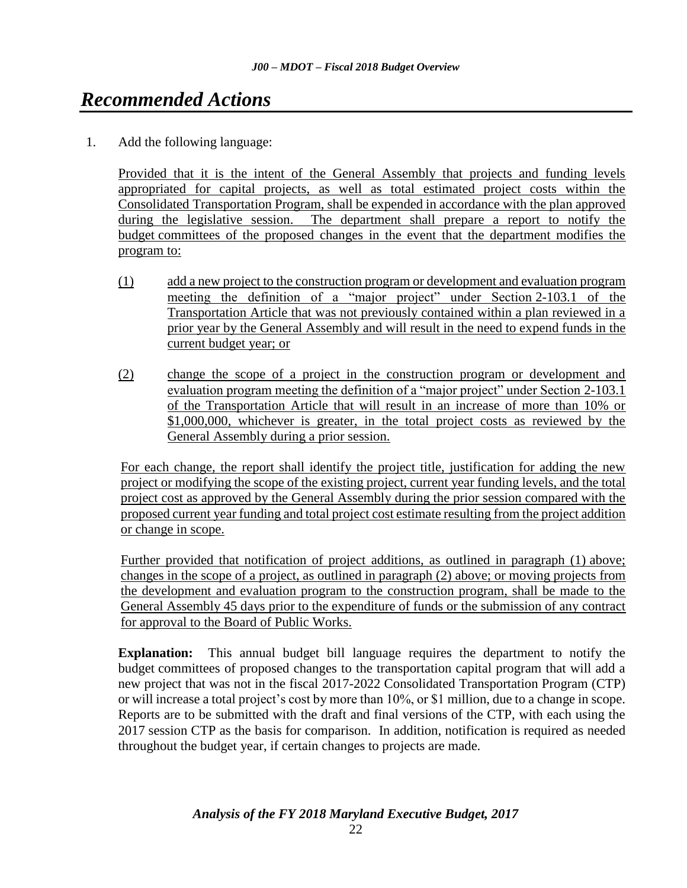# Recommended Actions

1. Add the following language:

   Provided that it is the intent of the General Assembly that projects and funding levels appropriated for capital projects, as well as total estimated project costs within the Consolidated Transportation Program, shall be expended in accordance with the plan approved during the legislative session. The department shall prepare a report to notify the budget committees of the proposed changes in the event that the department modifies the program to:

   (1) add a new project to the construction program or development and evaluation program meeting the definition of a "major project" under Section 2-103.1 of the Transportation Article that was not previously contained within a plan reviewed in a prior year by the General Assembly and will result in the need to expend funds in the current budget year; or

   (2) change the scope of a project in the construction program or development and evaluation program meeting the definition of a "major project" under Section 2-103.1 of the Transportation Article that will result in an increase of more than 10% or $1,000,000, whichever is greater, in the total project costs as reviewed by the General Assembly during a prior session.

   For each change, the report shall identify the project title, justification for adding the new project or modifying the scope of the existing project, current year funding levels, and the total project cost as approved by the General Assembly during the prior session compared with the proposed current year funding and total project cost estimate resulting from the project addition or change in scope.

   Further provided that notification of project additions, as outlined in paragraph (1) above; changes in the scope of a project, as outlined in paragraph (2) above; or moving projects from the development and evaluation program to the construction program, shall be made to the General Assembly 45 days prior to the expenditure of funds or the submission of any contract for approval to the Board of Public Works.

   **Explanation:** This annual budget bill language requires the department to notify the budget committees of proposed changes to the transportation capital program that will add a new project that was not in the fiscal 2017-2022 Consolidated Transportation Program (CTP) or will increase a total project's cost by more than 10%, or $1 million, due to a change in scope. Reports are to be submitted with the draft and final versions of the CTP, with each using the 2017 session CTP as the basis for comparison. In addition, notification is required as needed throughout the budget year, if certain changes to projects are made.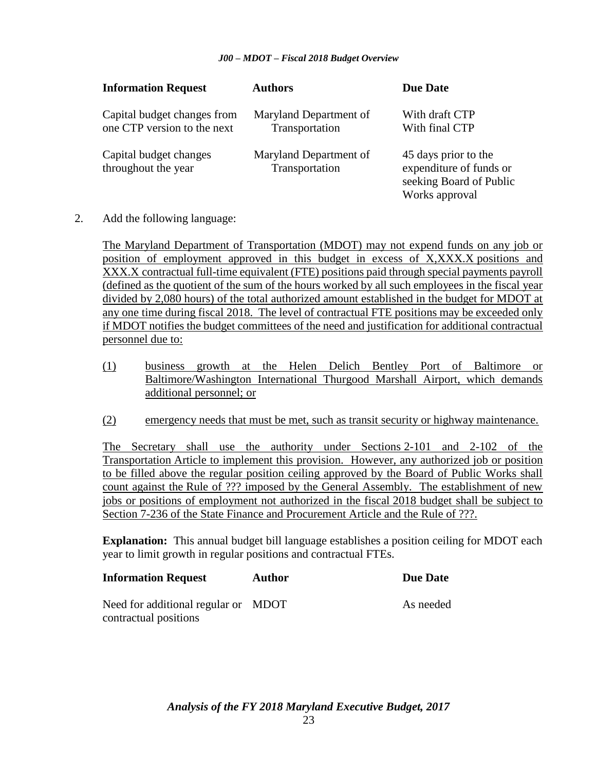| Information Request | Authors | Due Date |
|---|---|---|
| Capital budget changes from one CTP version to the next | Maryland Department of Transportation | With draft CTP<br>With final CTP |
| Capital budget changes throughout the year | Maryland Department of Transportation | 45 days prior to the expenditure of funds or seeking Board of Public Works approval |

2. Add the following language:

   The Maryland Department of Transportation (MDOT) may not expend funds on any job or position of employment approved in this budget in excess of X,XXX.X positions and XXX.X contractual full-time equivalent (FTE) positions paid through special payments payroll (defined as the quotient of the sum of the hours worked by all such employees in the fiscal year divided by 2,080 hours) of the total authorized amount established in the budget for MDOT at any one time during fiscal 2018. The level of contractual FTE positions may be exceeded only if MDOT notifies the budget committees of the need and justification for additional contractual personnel due to:

   (1) business growth at the Helen Delich Bentley Port of Baltimore or Baltimore/Washington International Thurgood Marshall Airport, which demands additional personnel; or

   (2) emergency needs that must be met, such as transit security or highway maintenance.

   The Secretary shall use the authority under Sections 2-101 and 2-102 of the Transportation Article to implement this provision. However, any authorized job or position to be filled above the regular position ceiling approved by the Board of Public Works shall count against the Rule of ??? imposed by the General Assembly. The establishment of new jobs or positions of employment not authorized in the fiscal 2018 budget shall be subject to Section 7-236 of the State Finance and Procurement Article and the Rule of ???.

   **Explanation:** This annual budget bill language establishes a position ceiling for MDOT each year to limit growth in regular positions and contractual FTEs.

| Information Request | Author | Due Date |
|---|---|---|
| Need for additional regular or contractual positions | MDOT | As needed |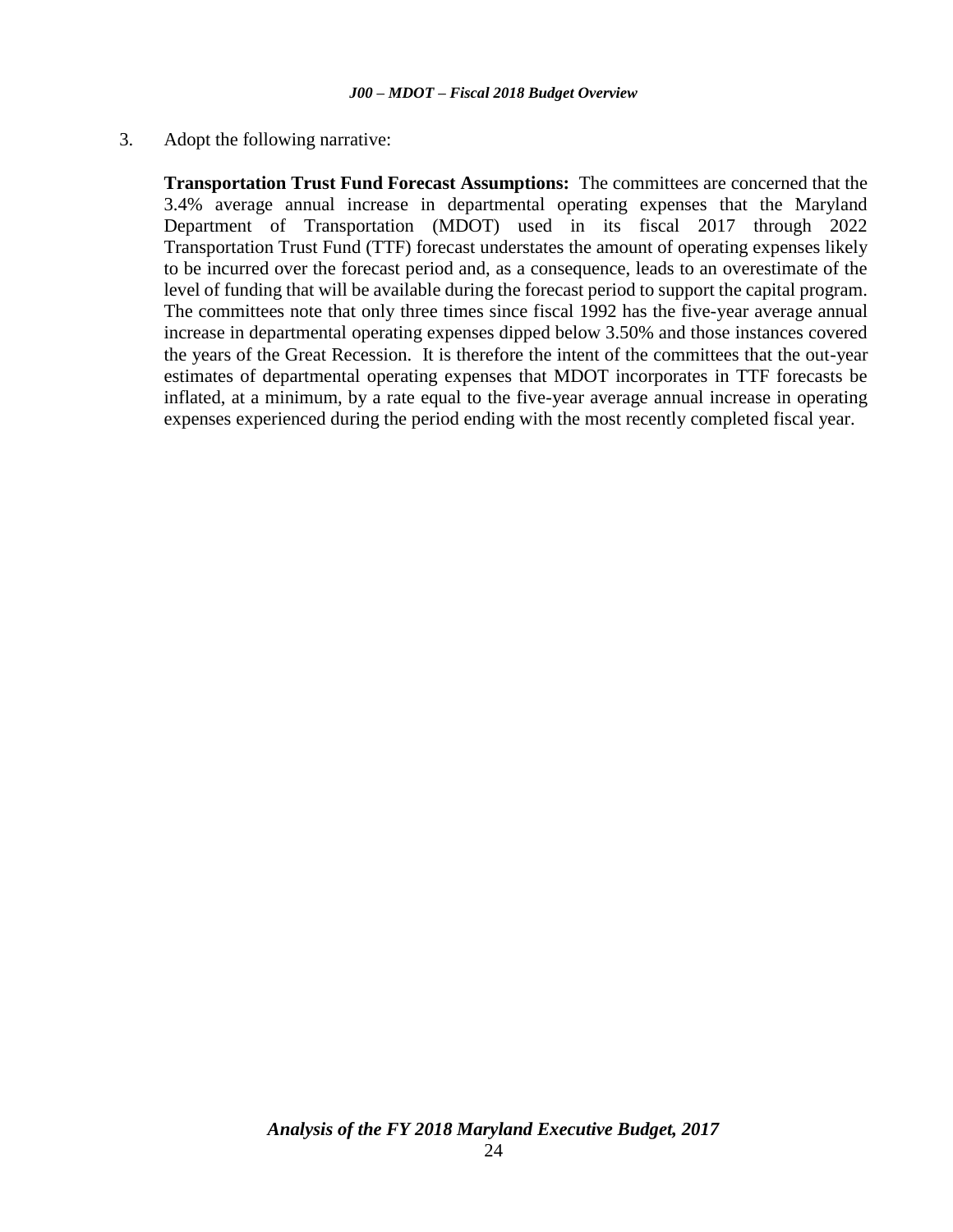3. Adopt the following narrative:

**Transportation Trust Fund Forecast Assumptions:** The committees are concerned that the 3.4% average annual increase in departmental operating expenses that the Maryland Department of Transportation (MDOT) used in its fiscal 2017 through 2022 Transportation Trust Fund (TTF) forecast understates the amount of operating expenses likely to be incurred over the forecast period and, as a consequence, leads to an overestimate of the level of funding that will be available during the forecast period to support the capital program. The committees note that only three times since fiscal 1992 has the five-year average annual increase in departmental operating expenses dipped below 3.50% and those instances covered the years of the Great Recession. It is therefore the intent of the committees that the out-year estimates of departmental operating expenses that MDOT incorporates in TTF forecasts be inflated, at a minimum, by a rate equal to the five-year average annual increase in operating expenses experienced during the period ending with the most recently completed fiscal year.